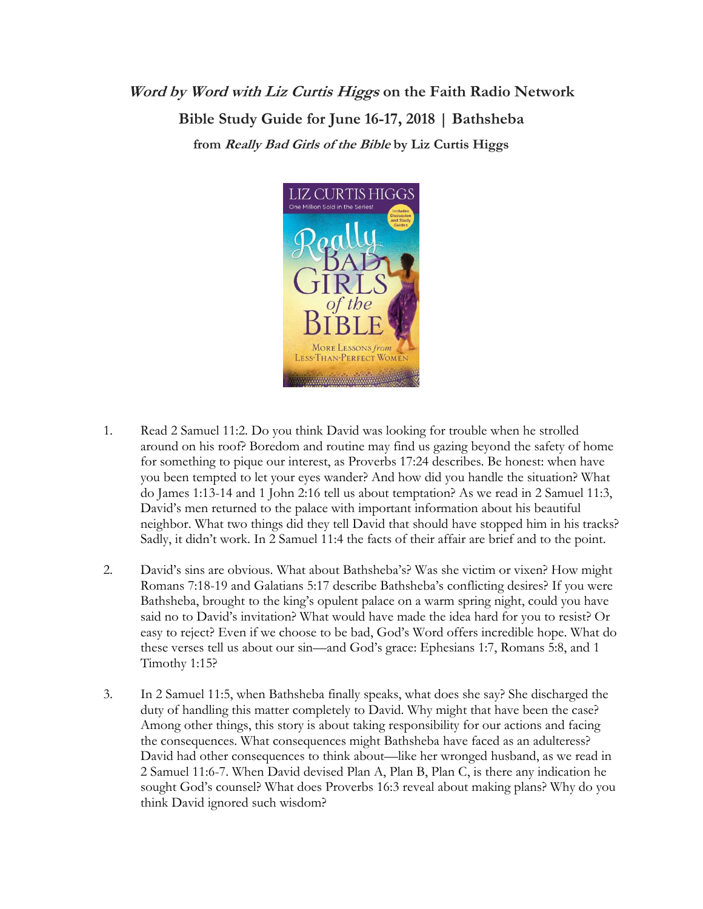***Word by Word with Liz Curtis Higgs*** **on the Faith Radio Network**

**Bible Study Guide for June 16-17, 2018 | Bathsheba**

**from *Really Bad Girls of the Bible* by Liz Curtis Higgs**

1. Read 2 Samuel 11:2. Do you think David was looking for trouble when he strolled around on his roof? Boredom and routine may find us gazing beyond the safety of home for something to pique our interest, as Proverbs 17:24 describes. Be honest: when have you been tempted to let your eyes wander? And how did you handle the situation? What do James 1:13-14 and 1 John 2:16 tell us about temptation? As we read in 2 Samuel 11:3, David's men returned to the palace with important information about his beautiful neighbor. What two things did they tell David that should have stopped him in his tracks? Sadly, it didn't work. In 2 Samuel 11:4 the facts of their affair are brief and to the point.

2. David's sins are obvious. What about Bathsheba's? Was she victim or vixen? How might Romans 7:18-19 and Galatians 5:17 describe Bathsheba's conflicting desires? If you were Bathsheba, brought to the king's opulent palace on a warm spring night, could you have said no to David's invitation? What would have made the idea hard for you to resist? Or easy to reject? Even if we choose to be bad, God's Word offers incredible hope. What do these verses tell us about our sin—and God's grace: Ephesians 1:7, Romans 5:8, and 1 Timothy 1:15?

3. In 2 Samuel 11:5, when Bathsheba finally speaks, what does she say? She discharged the duty of handling this matter completely to David. Why might that have been the case? Among other things, this story is about taking responsibility for our actions and facing the consequences. What consequences might Bathsheba have faced as an adulteress? David had other consequences to think about—like her wronged husband, as we read in 2 Samuel 11:6-7. When David devised Plan A, Plan B, Plan C, is there any indication he sought God's counsel? What does Proverbs 16:3 reveal about making plans? Why do you think David ignored such wisdom?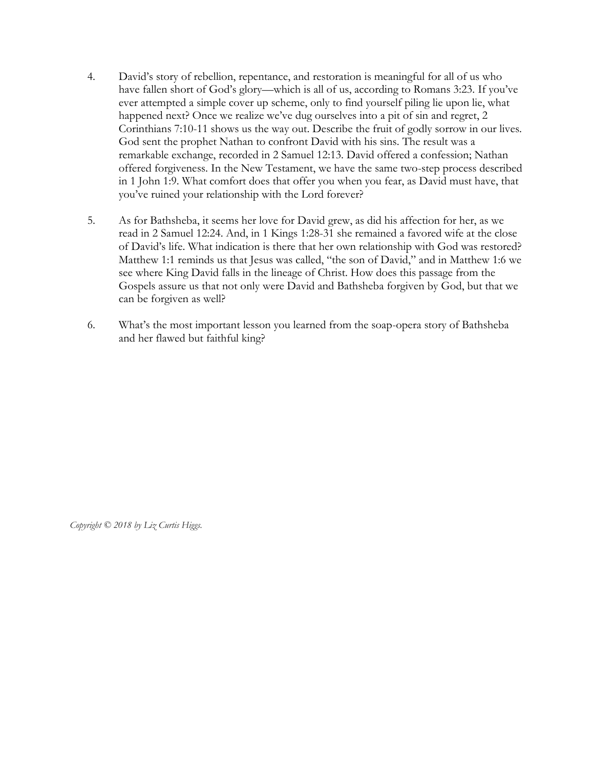4. David's story of rebellion, repentance, and restoration is meaningful for all of us who have fallen short of God's glory—which is all of us, according to Romans 3:23. If you've ever attempted a simple cover up scheme, only to find yourself piling lie upon lie, what happened next? Once we realize we've dug ourselves into a pit of sin and regret, 2 Corinthians 7:10-11 shows us the way out. Describe the fruit of godly sorrow in our lives. God sent the prophet Nathan to confront David with his sins. The result was a remarkable exchange, recorded in 2 Samuel 12:13. David offered a confession; Nathan offered forgiveness. In the New Testament, we have the same two-step process described in 1 John 1:9. What comfort does that offer you when you fear, as David must have, that you've ruined your relationship with the Lord forever?

5. As for Bathsheba, it seems her love for David grew, as did his affection for her, as we read in 2 Samuel 12:24. And, in 1 Kings 1:28-31 she remained a favored wife at the close of David's life. What indication is there that her own relationship with God was restored? Matthew 1:1 reminds us that Jesus was called, "the son of David," and in Matthew 1:6 we see where King David falls in the lineage of Christ. How does this passage from the Gospels assure us that not only were David and Bathsheba forgiven by God, but that we can be forgiven as well?

6. What's the most important lesson you learned from the soap-opera story of Bathsheba and her flawed but faithful king?

*Copyright © 2018 by Liz Curtis Higgs.*